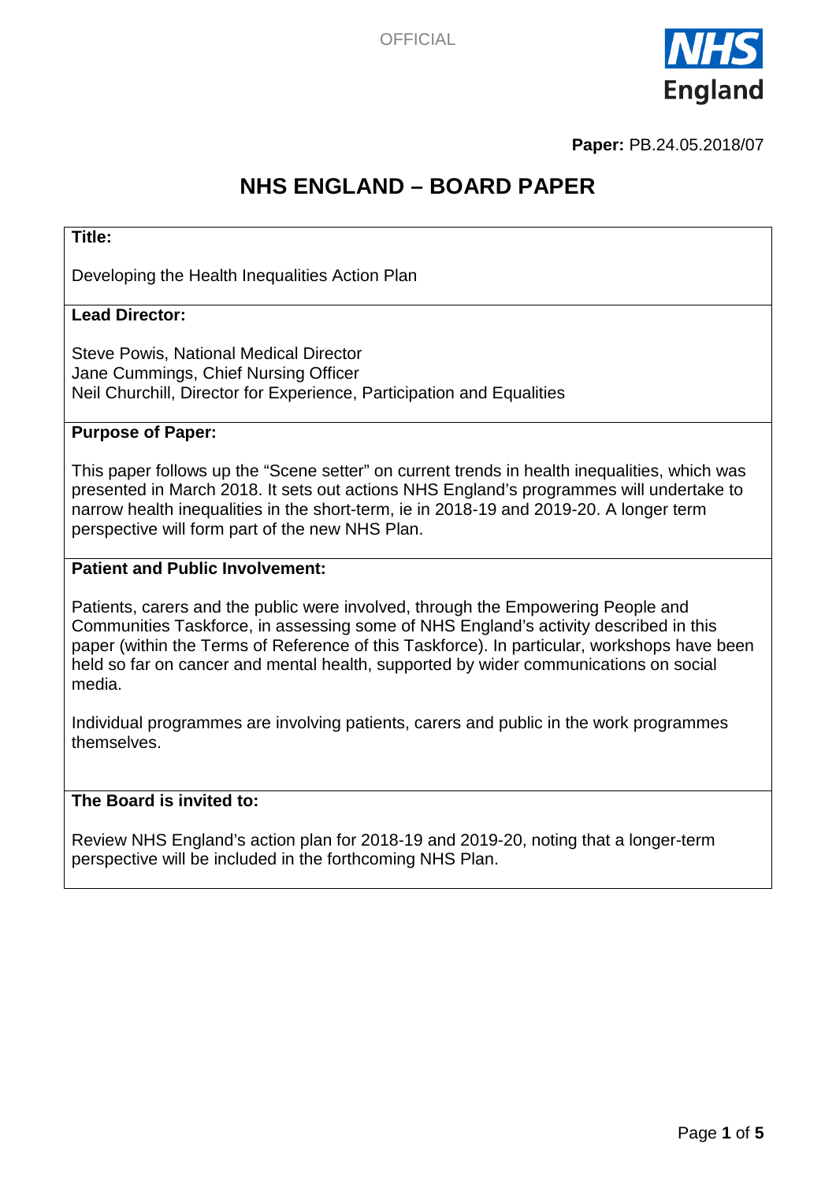OFFICIAL

**Paper:** PB.24.05.2018/07

# NHS ENGLAND – BOARD PAPER

**Title:**

Developing the Health Inequalities Action Plan

**Lead Director:**

Steve Powis, National Medical Director
Jane Cummings, Chief Nursing Officer
Neil Churchill, Director for Experience, Participation and Equalities

**Purpose of Paper:**

This paper follows up the "Scene setter" on current trends in health inequalities, which was presented in March 2018. It sets out actions NHS England's programmes will undertake to narrow health inequalities in the short-term, ie in 2018-19 and 2019-20. A longer term perspective will form part of the new NHS Plan.

**Patient and Public Involvement:**

Patients, carers and the public were involved, through the Empowering People and Communities Taskforce, in assessing some of NHS England's activity described in this paper (within the Terms of Reference of this Taskforce). In particular, workshops have been held so far on cancer and mental health, supported by wider communications on social media.

Individual programmes are involving patients, carers and public in the work programmes themselves.

**The Board is invited to:**

Review NHS England's action plan for 2018-19 and 2019-20, noting that a longer-term perspective will be included in the forthcoming NHS Plan.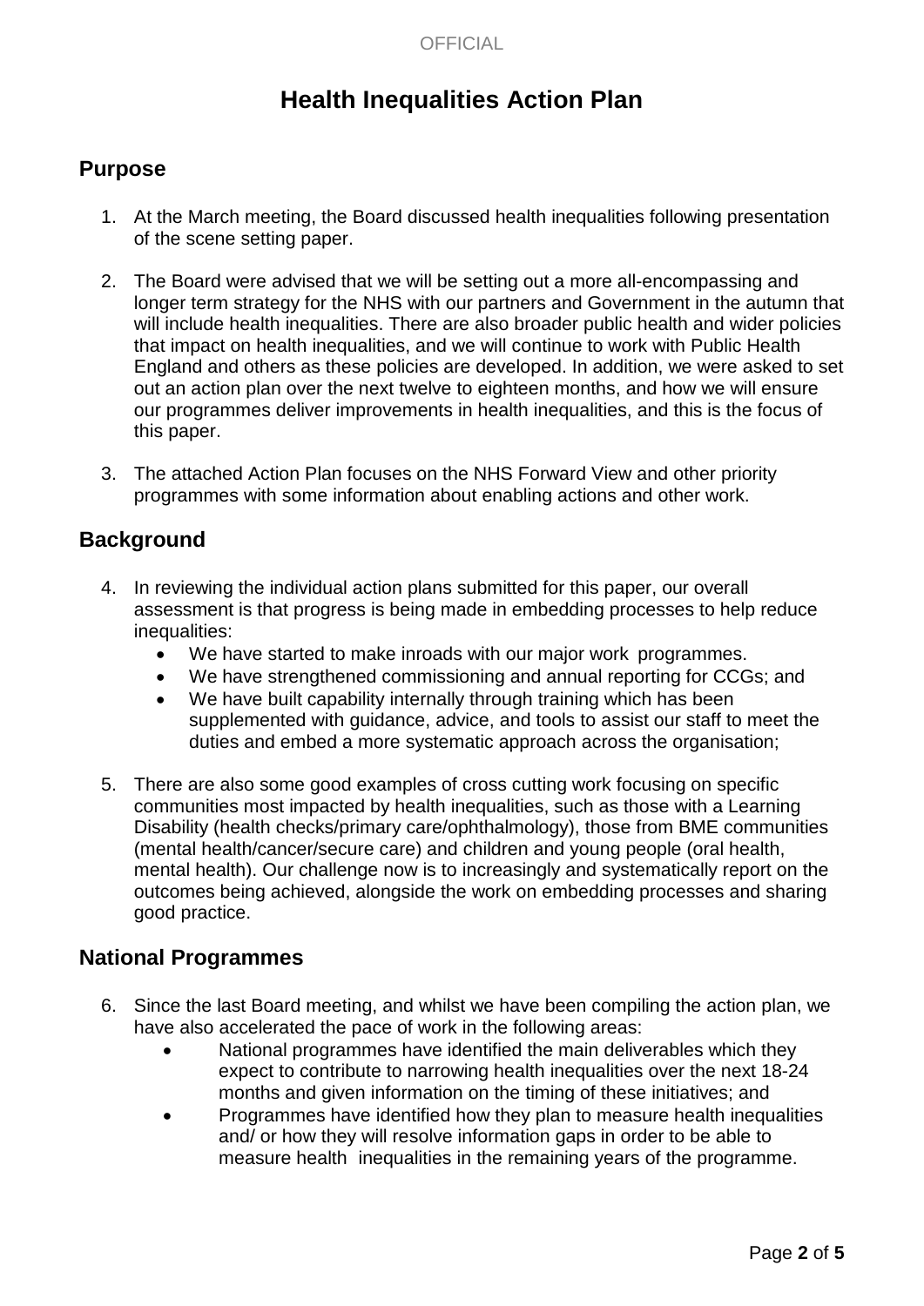# Health Inequalities Action Plan

## Purpose

1. At the March meeting, the Board discussed health inequalities following presentation of the scene setting paper.

2. The Board were advised that we will be setting out a more all-encompassing and longer term strategy for the NHS with our partners and Government in the autumn that will include health inequalities. There are also broader public health and wider policies that impact on health inequalities, and we will continue to work with Public Health England and others as these policies are developed. In addition, we were asked to set out an action plan over the next twelve to eighteen months, and how we will ensure our programmes deliver improvements in health inequalities, and this is the focus of this paper.

3. The attached Action Plan focuses on the NHS Forward View and other priority programmes with some information about enabling actions and other work.

## Background

4. In reviewing the individual action plans submitted for this paper, our overall assessment is that progress is being made in embedding processes to help reduce inequalities:
   - We have started to make inroads with our major work programmes.
   - We have strengthened commissioning and annual reporting for CCGs; and
   - We have built capability internally through training which has been supplemented with guidance, advice, and tools to assist our staff to meet the duties and embed a more systematic approach across the organisation;

5. There are also some good examples of cross cutting work focusing on specific communities most impacted by health inequalities, such as those with a Learning Disability (health checks/primary care/ophthalmology), those from BME communities (mental health/cancer/secure care) and children and young people (oral health, mental health). Our challenge now is to increasingly and systematically report on the outcomes being achieved, alongside the work on embedding processes and sharing good practice.

## National Programmes

6. Since the last Board meeting, and whilst we have been compiling the action plan, we have also accelerated the pace of work in the following areas:
   - National programmes have identified the main deliverables which they expect to contribute to narrowing health inequalities over the next 18-24 months and given information on the timing of these initiatives; and
   - Programmes have identified how they plan to measure health inequalities and/ or how they will resolve information gaps in order to be able to measure health inequalities in the remaining years of the programme.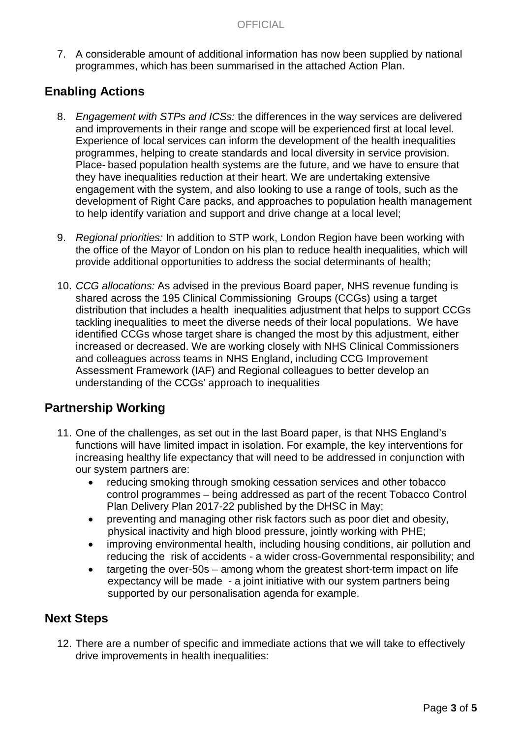7. A considerable amount of additional information has now been supplied by national programmes, which has been summarised in the attached Action Plan.

## Enabling Actions

8. *Engagement with STPs and ICSs:* the differences in the way services are delivered and improvements in their range and scope will be experienced first at local level. Experience of local services can inform the development of the health inequalities programmes, helping to create standards and local diversity in service provision. Place- based population health systems are the future, and we have to ensure that they have inequalities reduction at their heart. We are undertaking extensive engagement with the system, and also looking to use a range of tools, such as the development of Right Care packs, and approaches to population health management to help identify variation and support and drive change at a local level;

9. *Regional priorities:* In addition to STP work, London Region have been working with the office of the Mayor of London on his plan to reduce health inequalities, which will provide additional opportunities to address the social determinants of health;

10. *CCG allocations:* As advised in the previous Board paper, NHS revenue funding is shared across the 195 Clinical Commissioning Groups (CCGs) using a target distribution that includes a health inequalities adjustment that helps to support CCGs tackling inequalities to meet the diverse needs of their local populations. We have identified CCGs whose target share is changed the most by this adjustment, either increased or decreased. We are working closely with NHS Clinical Commissioners and colleagues across teams in NHS England, including CCG Improvement Assessment Framework (IAF) and Regional colleagues to better develop an understanding of the CCGs' approach to inequalities

## Partnership Working

11. One of the challenges, as set out in the last Board paper, is that NHS England's functions will have limited impact in isolation. For example, the key interventions for increasing healthy life expectancy that will need to be addressed in conjunction with our system partners are:
    - reducing smoking through smoking cessation services and other tobacco control programmes – being addressed as part of the recent Tobacco Control Plan Delivery Plan 2017-22 published by the DHSC in May;
    - preventing and managing other risk factors such as poor diet and obesity, physical inactivity and high blood pressure, jointly working with PHE;
    - improving environmental health, including housing conditions, air pollution and reducing the risk of accidents - a wider cross-Governmental responsibility; and
    - targeting the over-50s – among whom the greatest short-term impact on life expectancy will be made - a joint initiative with our system partners being supported by our personalisation agenda for example.

## Next Steps

12. There are a number of specific and immediate actions that we will take to effectively drive improvements in health inequalities: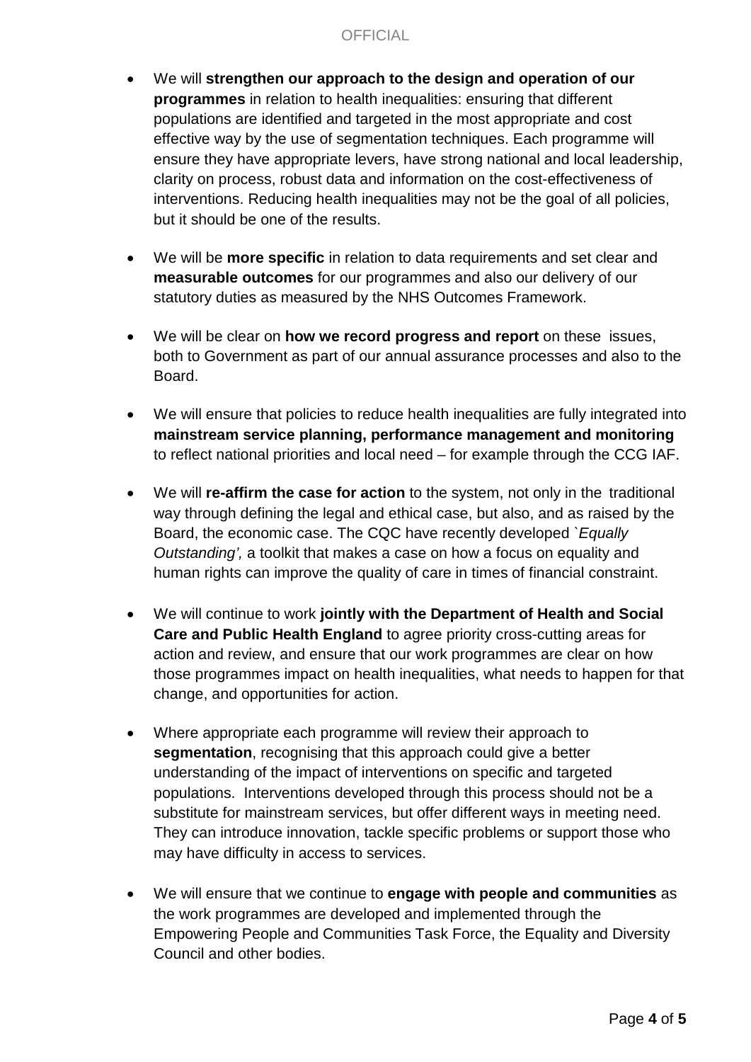- We will **strengthen our approach to the design and operation of our programmes** in relation to health inequalities: ensuring that different populations are identified and targeted in the most appropriate and cost effective way by the use of segmentation techniques. Each programme will ensure they have appropriate levers, have strong national and local leadership, clarity on process, robust data and information on the cost-effectiveness of interventions. Reducing health inequalities may not be the goal of all policies, but it should be one of the results.

- We will be **more specific** in relation to data requirements and set clear and **measurable outcomes** for our programmes and also our delivery of our statutory duties as measured by the NHS Outcomes Framework.

- We will be clear on **how we record progress and report** on these issues, both to Government as part of our annual assurance processes and also to the Board.

- We will ensure that policies to reduce health inequalities are fully integrated into **mainstream service planning, performance management and monitoring** to reflect national priorities and local need – for example through the CCG IAF.

- We will **re-affirm the case for action** to the system, not only in the traditional way through defining the legal and ethical case, but also, and as raised by the Board, the economic case. The CQC have recently developed *`Equally Outstanding',* a toolkit that makes a case on how a focus on equality and human rights can improve the quality of care in times of financial constraint.

- We will continue to work **jointly with the Department of Health and Social Care and Public Health England** to agree priority cross-cutting areas for action and review, and ensure that our work programmes are clear on how those programmes impact on health inequalities, what needs to happen for that change, and opportunities for action.

- Where appropriate each programme will review their approach to **segmentation**, recognising that this approach could give a better understanding of the impact of interventions on specific and targeted populations. Interventions developed through this process should not be a substitute for mainstream services, but offer different ways in meeting need. They can introduce innovation, tackle specific problems or support those who may have difficulty in access to services.

- We will ensure that we continue to **engage with people and communities** as the work programmes are developed and implemented through the Empowering People and Communities Task Force, the Equality and Diversity Council and other bodies.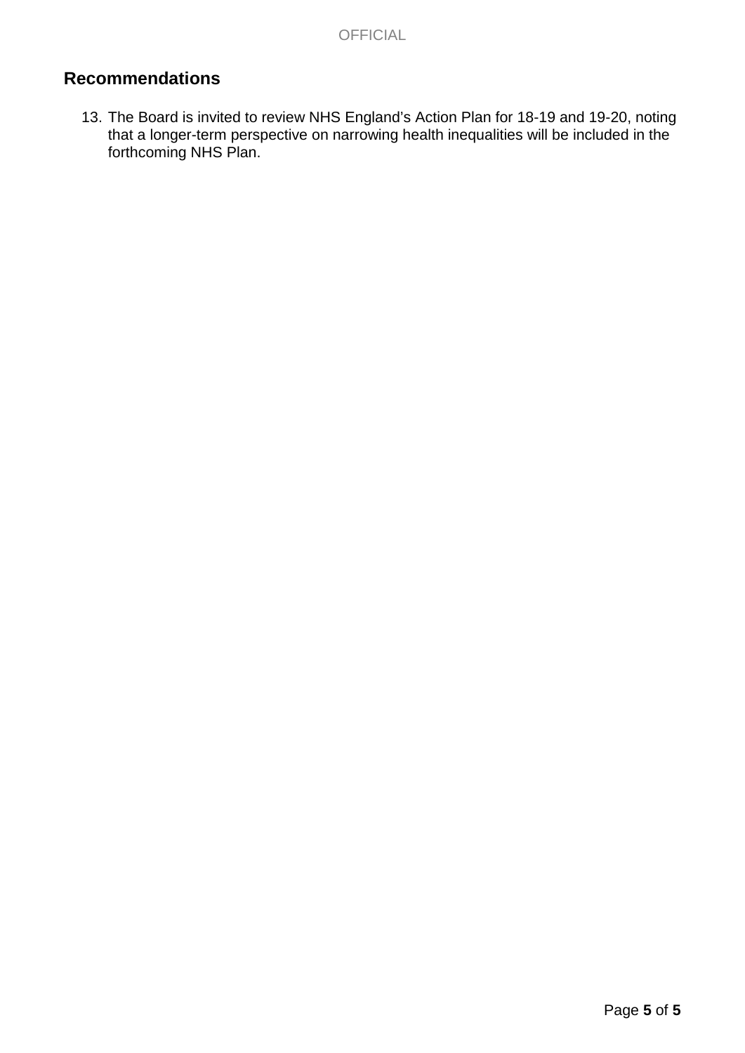## Recommendations

13. The Board is invited to review NHS England's Action Plan for 18-19 and 19-20, noting that a longer-term perspective on narrowing health inequalities will be included in the forthcoming NHS Plan.